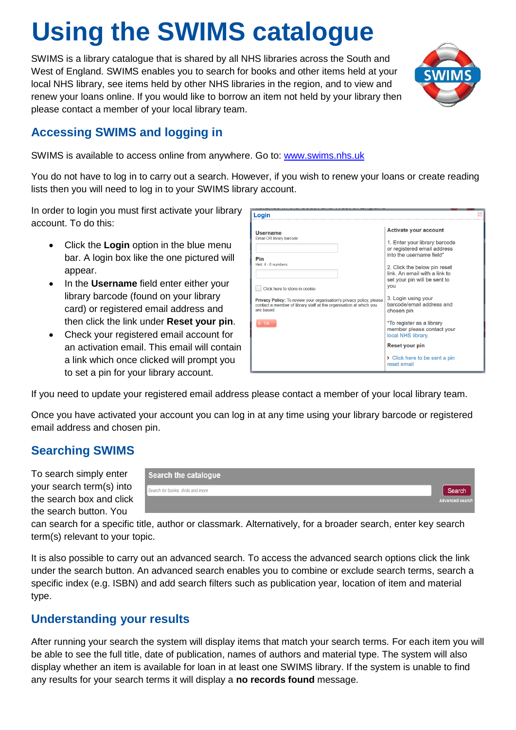# Using the SWIMS catalogue

SWIMS is a library catalogue that is shared by all NHS libraries across the South and West of England. SWIMS enables you to search for books and other items held at your local NHS library, see items held by other NHS libraries in the region, and to view and renew your loans online. If you would like to borrow an item not held by your library then please contact a member of your local library team.

## Accessing SWIMS and logging in

SWIMS is available to access online from anywhere. Go to: www.swims.nhs.uk

You do not have to log in to carry out a search. However, if you wish to renew your loans or create reading lists then you will need to log in to your SWIMS library account.

In order to login you must first activate your library account. To do this:

- Click the **Login** option in the blue menu bar. A login box like the one pictured will appear.
- In the **Username** field enter either your library barcode (found on your library card) or registered email address and then click the link under **Reset your pin**.
- Check your registered email account for an activation email. This email will contain a link which once clicked will prompt you to set a pin for your library account.

If you need to update your registered email address please contact a member of your local library team.

Once you have activated your account you can log in at any time using your library barcode or registered email address and chosen pin.

## Searching SWIMS

To search simply enter your search term(s) into the search box and click the search button. You can search for a specific title, author or classmark. Alternatively, for a broader search, enter key search term(s) relevant to your topic.

It is also possible to carry out an advanced search. To access the advanced search options click the link under the search button. An advanced search enables you to combine or exclude search terms, search a specific index (e.g. ISBN) and add search filters such as publication year, location of item and material type.

## Understanding your results

After running your search the system will display items that match your search terms. For each item you will be able to see the full title, date of publication, names of authors and material type. The system will also display whether an item is available for loan in at least one SWIMS library. If the system is unable to find any results for your search terms it will display a **no records found** message.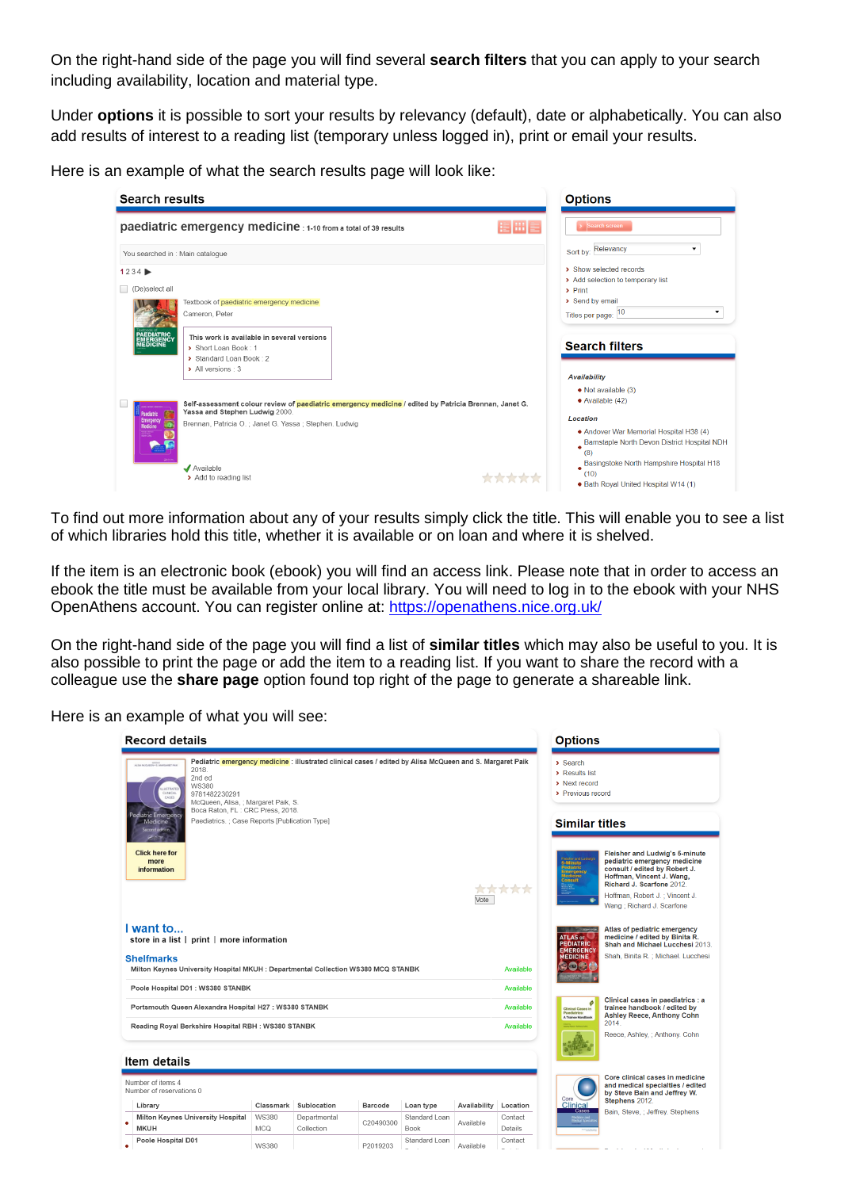On the right-hand side of the page you will find several **search filters** that you can apply to your search including availability, location and material type.

Under **options** it is possible to sort your results by relevancy (default), date or alphabetically. You can also add results of interest to a reading list (temporary unless logged in), print or email your results.

Here is an example of what the search results page will look like:

To find out more information about any of your results simply click the title. This will enable you to see a list of which libraries hold this title, whether it is available or on loan and where it is shelved.

If the item is an electronic book (ebook) you will find an access link. Please note that in order to access an ebook the title must be available from your local library. You will need to log in to the ebook with your NHS OpenAthens account. You can register online at: [https://openathens.nice.org.uk/](https://openathens.nice.org.uk/)

On the right-hand side of the page you will find a list of **similar titles** which may also be useful to you. It is also possible to print the page or add the item to a reading list. If you want to share the record with a colleague use the **share page** option found top right of the page to generate a shareable link.

Here is an example of what you will see: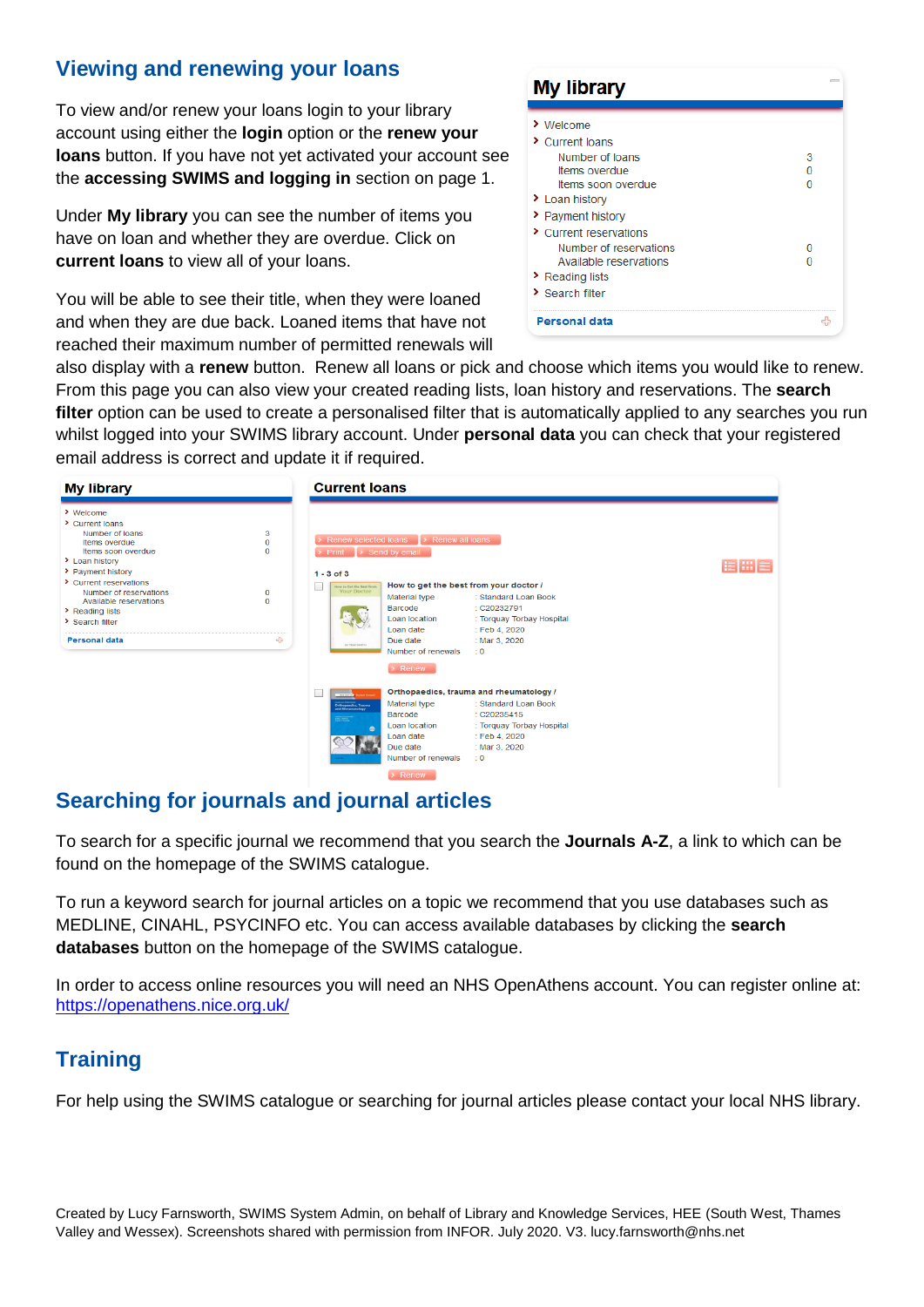## Viewing and renewing your loans

To view and/or renew your loans login to your library account using either the **login** option or the **renew your loans** button. If you have not yet activated your account see the **accessing SWIMS and logging in** section on page 1.

Under **My library** you can see the number of items you have on loan and whether they are overdue. Click on **current loans** to view all of your loans.

You will be able to see their title, when they were loaned and when they are due back. Loaned items that have not reached their maximum number of permitted renewals will also display with a **renew** button. Renew all loans or pick and choose which items you would like to renew. From this page you can also view your created reading lists, loan history and reservations. The **search filter** option can be used to create a personalised filter that is automatically applied to any searches you run whilst logged into your SWIMS library account. Under **personal data** you can check that your registered email address is correct and update it if required.

## Searching for journals and journal articles

To search for a specific journal we recommend that you search the **Journals A-Z**, a link to which can be found on the homepage of the SWIMS catalogue.

To run a keyword search for journal articles on a topic we recommend that you use databases such as MEDLINE, CINAHL, PSYCINFO etc. You can access available databases by clicking the **search databases** button on the homepage of the SWIMS catalogue.

In order to access online resources you will need an NHS OpenAthens account. You can register online at: https://openathens.nice.org.uk/

## Training

For help using the SWIMS catalogue or searching for journal articles please contact your local NHS library.

Created by Lucy Farnsworth, SWIMS System Admin, on behalf of Library and Knowledge Services, HEE (South West, Thames Valley and Wessex). Screenshots shared with permission from INFOR. July 2020. V3. lucy.farnsworth@nhs.net